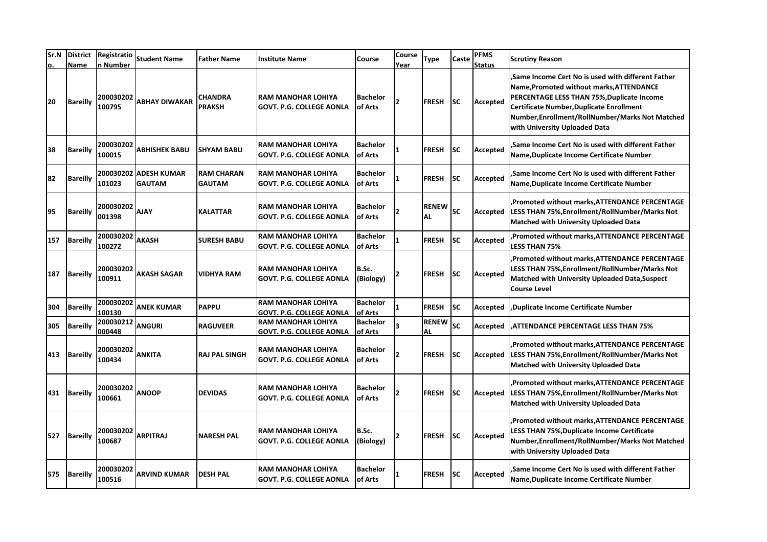| Sr.No. | District Name | Registration Number | Student Name | Father Name | Institute Name | Course | Course Year | Type | Caste | PFMS Status | Scrutiny Reason |
|---|---|---|---|---|---|---|---|---|---|---|---|
| 20 | Bareilly | 200030202100795 | ABHAY DIWAKAR | CHANDRA PRAKSH | RAM MANOHAR LOHIYA GOVT. P.G. COLLEGE AONLA | Bachelor of Arts | 2 | FRESH | SC | Accepted | ,Same Income Cert No is used with different Father Name,Promoted without marks,ATTENDANCE PERCENTAGE LESS THAN 75%,Duplicate Income Certificate Number,Duplicate Enrollment Number,Enrollment/RollNumber/Marks Not Matched with University Uploaded Data |
| 38 | Bareilly | 200030202100015 | ABHISHEK BABU | SHYAM BABU | RAM MANOHAR LOHIYA GOVT. P.G. COLLEGE AONLA | Bachelor of Arts | 1 | FRESH | SC | Accepted | ,Same Income Cert No is used with different Father Name,Duplicate Income Certificate Number |
| 82 | Bareilly | 200030202101023 | ADESH KUMAR GAUTAM | RAM CHARAN GAUTAM | RAM MANOHAR LOHIYA GOVT. P.G. COLLEGE AONLA | Bachelor of Arts | 1 | FRESH | SC | Accepted | ,Same Income Cert No is used with different Father Name,Duplicate Income Certificate Number |
| 95 | Bareilly | 200030202001398 | AJAY | KALATTAR | RAM MANOHAR LOHIYA GOVT. P.G. COLLEGE AONLA | Bachelor of Arts | 2 | RENEWAL | SC | Accepted | ,Promoted without marks,ATTENDANCE PERCENTAGE LESS THAN 75%,Enrollment/RollNumber/Marks Not Matched with University Uploaded Data |
| 157 | Bareilly | 200030202100272 | AKASH | SURESH BABU | RAM MANOHAR LOHIYA GOVT. P.G. COLLEGE AONLA | Bachelor of Arts | 1 | FRESH | SC | Accepted | ,Promoted without marks,ATTENDANCE PERCENTAGE LESS THAN 75% |
| 187 | Bareilly | 200030202100911 | AKASH SAGAR | VIDHYA RAM | RAM MANOHAR LOHIYA GOVT. P.G. COLLEGE AONLA | B.Sc. (Biology) | 2 | FRESH | SC | Accepted | ,Promoted without marks,ATTENDANCE PERCENTAGE LESS THAN 75%,Enrollment/RollNumber/Marks Not Matched with University Uploaded Data,Suspect Course Level |
| 304 | Bareilly | 200030202100130 | ANEK KUMAR | PAPPU | RAM MANOHAR LOHIYA GOVT. P.G. COLLEGE AONLA | Bachelor of Arts | 1 | FRESH | SC | Accepted | ,Duplicate Income Certificate Number |
| 305 | Bareilly | 200030212000448 | ANGURI | RAGUVEER | RAM MANOHAR LOHIYA GOVT. P.G. COLLEGE AONLA | Bachelor of Arts | 3 | RENEWAL | SC | Accepted | ,ATTENDANCE PERCENTAGE LESS THAN 75% |
| 413 | Bareilly | 200030202100434 | ANKITA | RAJ PAL SINGH | RAM MANOHAR LOHIYA GOVT. P.G. COLLEGE AONLA | Bachelor of Arts | 2 | FRESH | SC | Accepted | ,Promoted without marks,ATTENDANCE PERCENTAGE LESS THAN 75%,Enrollment/RollNumber/Marks Not Matched with University Uploaded Data |
| 431 | Bareilly | 200030202100661 | ANOOP | DEVIDAS | RAM MANOHAR LOHIYA GOVT. P.G. COLLEGE AONLA | Bachelor of Arts | 2 | FRESH | SC | Accepted | ,Promoted without marks,ATTENDANCE PERCENTAGE LESS THAN 75%,Enrollment/RollNumber/Marks Not Matched with University Uploaded Data |
| 527 | Bareilly | 200030202100687 | ARPITRAJ | NARESH PAL | RAM MANOHAR LOHIYA GOVT. P.G. COLLEGE AONLA | B.Sc. (Biology) | 2 | FRESH | SC | Accepted | ,Promoted without marks,ATTENDANCE PERCENTAGE LESS THAN 75%,Duplicate Income Certificate Number,Enrollment/RollNumber/Marks Not Matched with University Uploaded Data |
| 575 | Bareilly | 200030202100516 | ARVIND KUMAR | DESH PAL | RAM MANOHAR LOHIYA GOVT. P.G. COLLEGE AONLA | Bachelor of Arts | 1 | FRESH | SC | Accepted | ,Same Income Cert No is used with different Father Name,Duplicate Income Certificate Number |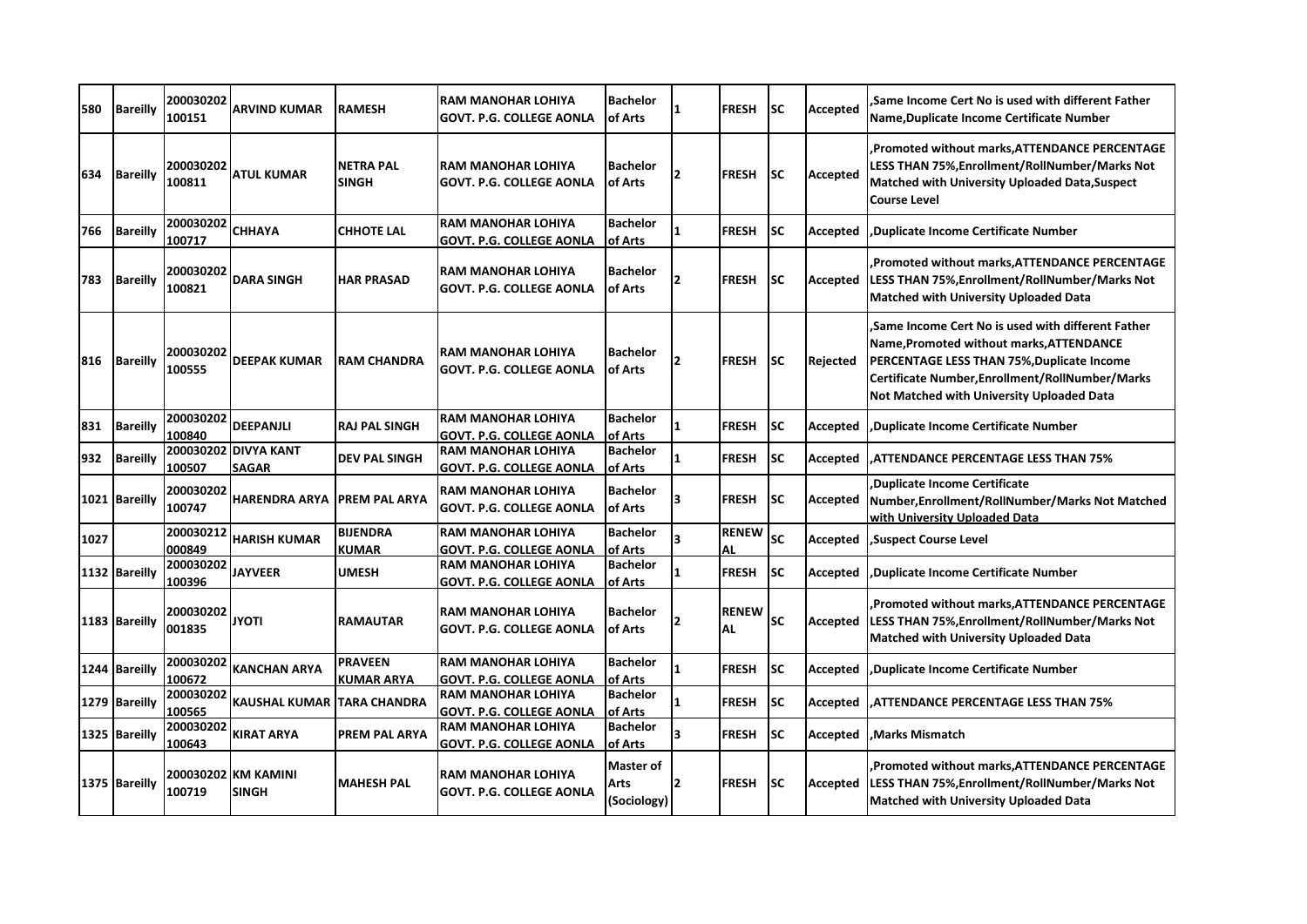| 580 | Bareilly | 200030202100151 | ARVIND KUMAR | RAMESH | RAM MANOHAR LOHIYA GOVT. P.G. COLLEGE AONLA | Bachelor of Arts | 1 | FRESH | SC | Accepted | ,Same Income Cert No is used with different Father Name,Duplicate Income Certificate Number |
|---|---|---|---|---|---|---|---|---|---|---|---|
| 634 | Bareilly | 200030202100811 | ATUL KUMAR | NETRA PAL SINGH | RAM MANOHAR LOHIYA GOVT. P.G. COLLEGE AONLA | Bachelor of Arts | 2 | FRESH | SC | Accepted | ,Promoted without marks,ATTENDANCE PERCENTAGE LESS THAN 75%,Enrollment/RollNumber/Marks Not Matched with University Uploaded Data,Suspect Course Level |
| 766 | Bareilly | 200030202100717 | CHHAYA | CHHOTE LAL | RAM MANOHAR LOHIYA GOVT. P.G. COLLEGE AONLA | Bachelor of Arts | 1 | FRESH | SC | Accepted | ,Duplicate Income Certificate Number |
| 783 | Bareilly | 200030202100821 | DARA SINGH | HAR PRASAD | RAM MANOHAR LOHIYA GOVT. P.G. COLLEGE AONLA | Bachelor of Arts | 2 | FRESH | SC | Accepted | ,Promoted without marks,ATTENDANCE PERCENTAGE LESS THAN 75%,Enrollment/RollNumber/Marks Not Matched with University Uploaded Data |
| 816 | Bareilly | 200030202100555 | DEEPAK KUMAR | RAM CHANDRA | RAM MANOHAR LOHIYA GOVT. P.G. COLLEGE AONLA | Bachelor of Arts | 2 | FRESH | SC | Rejected | ,Same Income Cert No is used with different Father Name,Promoted without marks,ATTENDANCE PERCENTAGE LESS THAN 75%,Duplicate Income Certificate Number,Enrollment/RollNumber/Marks Not Matched with University Uploaded Data |
| 831 | Bareilly | 200030202100840 | DEEPANJLI | RAJ PAL SINGH | RAM MANOHAR LOHIYA GOVT. P.G. COLLEGE AONLA | Bachelor of Arts | 1 | FRESH | SC | Accepted | ,Duplicate Income Certificate Number |
| 932 | Bareilly | 200030202100507 | DIVYA KANT SAGAR | DEV PAL SINGH | RAM MANOHAR LOHIYA GOVT. P.G. COLLEGE AONLA | Bachelor of Arts | 1 | FRESH | SC | Accepted | ,ATTENDANCE PERCENTAGE LESS THAN 75% |
| 1021 | Bareilly | 200030202100747 | HARENDRA ARYA | PREM PAL ARYA | RAM MANOHAR LOHIYA GOVT. P.G. COLLEGE AONLA | Bachelor of Arts | 3 | FRESH | SC | Accepted | ,Duplicate Income Certificate Number,Enrollment/RollNumber/Marks Not Matched with University Uploaded Data |
| 1027 | | 200030212000849 | HARISH KUMAR | BIJENDRA KUMAR | RAM MANOHAR LOHIYA GOVT. P.G. COLLEGE AONLA | Bachelor of Arts | 3 | RENEWAL | SC | Accepted | ,Suspect Course Level |
| 1132 | Bareilly | 200030202100396 | JAYVEER | UMESH | RAM MANOHAR LOHIYA GOVT. P.G. COLLEGE AONLA | Bachelor of Arts | 1 | FRESH | SC | Accepted | ,Duplicate Income Certificate Number |
| 1183 | Bareilly | 200030202001835 | JYOTI | RAMAUTAR | RAM MANOHAR LOHIYA GOVT. P.G. COLLEGE AONLA | Bachelor of Arts | 2 | RENEWAL | SC | Accepted | ,Promoted without marks,ATTENDANCE PERCENTAGE LESS THAN 75%,Enrollment/RollNumber/Marks Not Matched with University Uploaded Data |
| 1244 | Bareilly | 200030202100672 | KANCHAN ARYA | PRAVEEN KUMAR ARYA | RAM MANOHAR LOHIYA GOVT. P.G. COLLEGE AONLA | Bachelor of Arts | 1 | FRESH | SC | Accepted | ,Duplicate Income Certificate Number |
| 1279 | Bareilly | 200030202100565 | KAUSHAL KUMAR | TARA CHANDRA | RAM MANOHAR LOHIYA GOVT. P.G. COLLEGE AONLA | Bachelor of Arts | 1 | FRESH | SC | Accepted | ,ATTENDANCE PERCENTAGE LESS THAN 75% |
| 1325 | Bareilly | 200030202100643 | KIRAT ARYA | PREM PAL ARYA | RAM MANOHAR LOHIYA GOVT. P.G. COLLEGE AONLA | Bachelor of Arts | 3 | FRESH | SC | Accepted | ,Marks Mismatch |
| 1375 | Bareilly | 200030202100719 | KM KAMINI SINGH | MAHESH PAL | RAM MANOHAR LOHIYA GOVT. P.G. COLLEGE AONLA | Master of Arts (Sociology) | 2 | FRESH | SC | Accepted | ,Promoted without marks,ATTENDANCE PERCENTAGE LESS THAN 75%,Enrollment/RollNumber/Marks Not Matched with University Uploaded Data |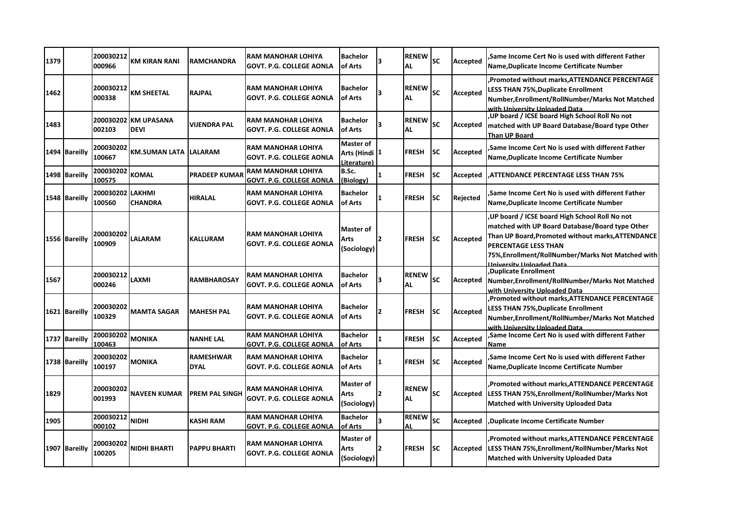| 1379 | | 200030212000966 | KM KIRAN RANI | RAMCHANDRA | RAM MANOHAR LOHIYA GOVT. P.G. COLLEGE AONLA | Bachelor of Arts | 3 | RENEWAL | SC | Accepted | ,Same Income Cert No is used with different Father Name,Duplicate Income Certificate Number |
|---|---|---|---|---|---|---|---|---|---|---|---|
| 1462 | | 200030212000338 | KM SHEETAL | RAJPAL | RAM MANOHAR LOHIYA GOVT. P.G. COLLEGE AONLA | Bachelor of Arts | 3 | RENEWAL | SC | Accepted | ,Promoted without marks,ATTENDANCE PERCENTAGE LESS THAN 75%,Duplicate Enrollment Number,Enrollment/RollNumber/Marks Not Matched with University Uploaded Data |
| 1483 | | 200030202002103 | KM UPASANA DEVI | VIJENDRA PAL | RAM MANOHAR LOHIYA GOVT. P.G. COLLEGE AONLA | Bachelor of Arts | 3 | RENEWAL | SC | Accepted | ,UP board / ICSE board High School Roll No not matched with UP Board Database/Board type Other Than UP Board |
| 1494 | Bareilly | 200030202100667 | KM.SUMAN LATA | LALARAM | RAM MANOHAR LOHIYA GOVT. P.G. COLLEGE AONLA | Master of Arts (Hindi Literature) | 1 | FRESH | SC | Accepted | ,Same Income Cert No is used with different Father Name,Duplicate Income Certificate Number |
| 1498 | Bareilly | 200030202100575 | KOMAL | PRADEEP KUMAR | RAM MANOHAR LOHIYA GOVT. P.G. COLLEGE AONLA | B.Sc. (Biology) | 1 | FRESH | SC | Accepted | ,ATTENDANCE PERCENTAGE LESS THAN 75% |
| 1548 | Bareilly | 200030202100560 | LAKHMI CHANDRA | HIRALAL | RAM MANOHAR LOHIYA GOVT. P.G. COLLEGE AONLA | Bachelor of Arts | 1 | FRESH | SC | Rejected | ,Same Income Cert No is used with different Father Name,Duplicate Income Certificate Number |
| 1556 | Bareilly | 200030202100909 | LALARAM | KALLURAM | RAM MANOHAR LOHIYA GOVT. P.G. COLLEGE AONLA | Master of Arts (Sociology) | 2 | FRESH | SC | Accepted | ,UP board / ICSE board High School Roll No not matched with UP Board Database/Board type Other Than UP Board,Promoted without marks,ATTENDANCE PERCENTAGE LESS THAN 75%,Enrollment/RollNumber/Marks Not Matched with University Uploaded Data |
| 1567 | | 200030212000246 | LAXMI | RAMBHAROSAY | RAM MANOHAR LOHIYA GOVT. P.G. COLLEGE AONLA | Bachelor of Arts | 3 | RENEWAL | SC | Accepted | ,Duplicate Enrollment Number,Enrollment/RollNumber/Marks Not Matched with University Uploaded Data |
| 1621 | Bareilly | 200030202100329 | MAMTA SAGAR | MAHESH PAL | RAM MANOHAR LOHIYA GOVT. P.G. COLLEGE AONLA | Bachelor of Arts | 2 | FRESH | SC | Accepted | ,Promoted without marks,ATTENDANCE PERCENTAGE LESS THAN 75%,Duplicate Enrollment Number,Enrollment/RollNumber/Marks Not Matched with University Uploaded Data |
| 1737 | Bareilly | 200030202100463 | MONIKA | NANHE LAL | RAM MANOHAR LOHIYA GOVT. P.G. COLLEGE AONLA | Bachelor of Arts | 1 | FRESH | SC | Accepted | ,Same Income Cert No is used with different Father Name |
| 1738 | Bareilly | 200030202100197 | MONIKA | RAMESHWAR DYAL | RAM MANOHAR LOHIYA GOVT. P.G. COLLEGE AONLA | Bachelor of Arts | 1 | FRESH | SC | Accepted | ,Same Income Cert No is used with different Father Name,Duplicate Income Certificate Number |
| 1829 | | 200030202001993 | NAVEEN KUMAR | PREM PAL SINGH | RAM MANOHAR LOHIYA GOVT. P.G. COLLEGE AONLA | Master of Arts (Sociology) | 2 | RENEWAL | SC | Accepted | ,Promoted without marks,ATTENDANCE PERCENTAGE LESS THAN 75%,Enrollment/RollNumber/Marks Not Matched with University Uploaded Data |
| 1905 | | 200030212000102 | NIDHI | KASHI RAM | RAM MANOHAR LOHIYA GOVT. P.G. COLLEGE AONLA | Bachelor of Arts | 3 | RENEWAL | SC | Accepted | ,Duplicate Income Certificate Number |
| 1907 | Bareilly | 200030202100205 | NIDHI BHARTI | PAPPU BHARTI | RAM MANOHAR LOHIYA GOVT. P.G. COLLEGE AONLA | Master of Arts (Sociology) | 2 | FRESH | SC | Accepted | ,Promoted without marks,ATTENDANCE PERCENTAGE LESS THAN 75%,Enrollment/RollNumber/Marks Not Matched with University Uploaded Data |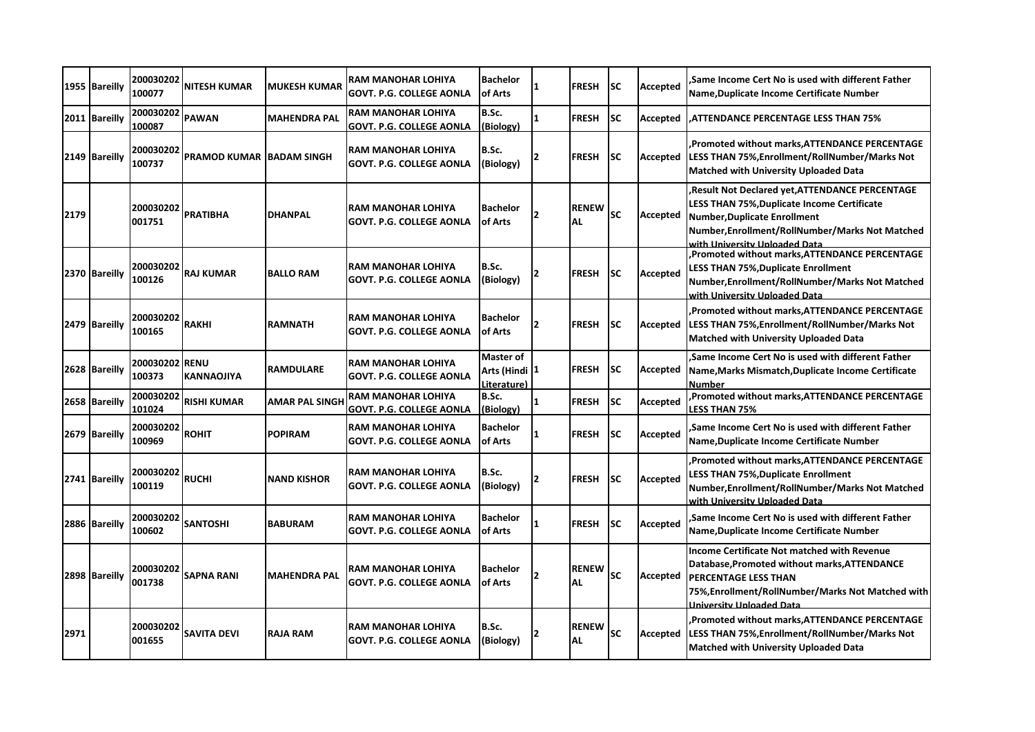| 1955 | Bareilly | 200030202100077 | NITESH KUMAR | MUKESH KUMAR | RAM MANOHAR LOHIYA GOVT. P.G. COLLEGE AONLA | Bachelor of Arts | 1 | FRESH | SC | Accepted | ,Same Income Cert No is used with different Father Name,Duplicate Income Certificate Number |
|---|---|---|---|---|---|---|---|---|---|---|---|
| 2011 | Bareilly | 200030202100087 | PAWAN | MAHENDRA PAL | RAM MANOHAR LOHIYA GOVT. P.G. COLLEGE AONLA | B.Sc. (Biology) | 1 | FRESH | SC | Accepted | ,ATTENDANCE PERCENTAGE LESS THAN 75% |
| 2149 | Bareilly | 200030202100737 | PRAMOD KUMAR | BADAM SINGH | RAM MANOHAR LOHIYA GOVT. P.G. COLLEGE AONLA | B.Sc. (Biology) | 2 | FRESH | SC | Accepted | ,Promoted without marks,ATTENDANCE PERCENTAGE LESS THAN 75%,Enrollment/RollNumber/Marks Not Matched with University Uploaded Data |
| 2179 | | 200030202001751 | PRATIBHA | DHANPAL | RAM MANOHAR LOHIYA GOVT. P.G. COLLEGE AONLA | Bachelor of Arts | 2 | RENEWAL | SC | Accepted | ,Result Not Declared yet,ATTENDANCE PERCENTAGE LESS THAN 75%,Duplicate Income Certificate Number,Duplicate Enrollment Number,Enrollment/RollNumber/Marks Not Matched with University Uploaded Data |
| 2370 | Bareilly | 200030202100126 | RAJ KUMAR | BALLO RAM | RAM MANOHAR LOHIYA GOVT. P.G. COLLEGE AONLA | B.Sc. (Biology) | 2 | FRESH | SC | Accepted | ,Promoted without marks,ATTENDANCE PERCENTAGE LESS THAN 75%,Duplicate Enrollment Number,Enrollment/RollNumber/Marks Not Matched with University Uploaded Data |
| 2479 | Bareilly | 200030202100165 | RAKHI | RAMNATH | RAM MANOHAR LOHIYA GOVT. P.G. COLLEGE AONLA | Bachelor of Arts | 2 | FRESH | SC | Accepted | ,Promoted without marks,ATTENDANCE PERCENTAGE LESS THAN 75%,Enrollment/RollNumber/Marks Not Matched with University Uploaded Data |
| 2628 | Bareilly | 200030202100373 | RENU KANNAOJIYA | RAMDULARE | RAM MANOHAR LOHIYA GOVT. P.G. COLLEGE AONLA | Master of Arts (Hindi Literature) | 1 | FRESH | SC | Accepted | ,Same Income Cert No is used with different Father Name,Marks Mismatch,Duplicate Income Certificate Number |
| 2658 | Bareilly | 200030202101024 | RISHI KUMAR | AMAR PAL SINGH | RAM MANOHAR LOHIYA GOVT. P.G. COLLEGE AONLA | B.Sc. (Biology) | 1 | FRESH | SC | Accepted | ,Promoted without marks,ATTENDANCE PERCENTAGE LESS THAN 75% |
| 2679 | Bareilly | 200030202100969 | ROHIT | POPIRAM | RAM MANOHAR LOHIYA GOVT. P.G. COLLEGE AONLA | Bachelor of Arts | 1 | FRESH | SC | Accepted | ,Same Income Cert No is used with different Father Name,Duplicate Income Certificate Number |
| 2741 | Bareilly | 200030202100119 | RUCHI | NAND KISHOR | RAM MANOHAR LOHIYA GOVT. P.G. COLLEGE AONLA | B.Sc. (Biology) | 2 | FRESH | SC | Accepted | ,Promoted without marks,ATTENDANCE PERCENTAGE LESS THAN 75%,Duplicate Enrollment Number,Enrollment/RollNumber/Marks Not Matched with University Uploaded Data |
| 2886 | Bareilly | 200030202100602 | SANTOSHI | BABURAM | RAM MANOHAR LOHIYA GOVT. P.G. COLLEGE AONLA | Bachelor of Arts | 1 | FRESH | SC | Accepted | ,Same Income Cert No is used with different Father Name,Duplicate Income Certificate Number |
| 2898 | Bareilly | 200030202001738 | SAPNA RANI | MAHENDRA PAL | RAM MANOHAR LOHIYA GOVT. P.G. COLLEGE AONLA | Bachelor of Arts | 2 | RENEWAL | SC | Accepted | Income Certificate Not matched with Revenue Database,Promoted without marks,ATTENDANCE PERCENTAGE LESS THAN 75%,Enrollment/RollNumber/Marks Not Matched with University Uploaded Data |
| 2971 | | 200030202001655 | SAVITA DEVI | RAJA RAM | RAM MANOHAR LOHIYA GOVT. P.G. COLLEGE AONLA | B.Sc. (Biology) | 2 | RENEWAL | SC | Accepted | ,Promoted without marks,ATTENDANCE PERCENTAGE LESS THAN 75%,Enrollment/RollNumber/Marks Not Matched with University Uploaded Data |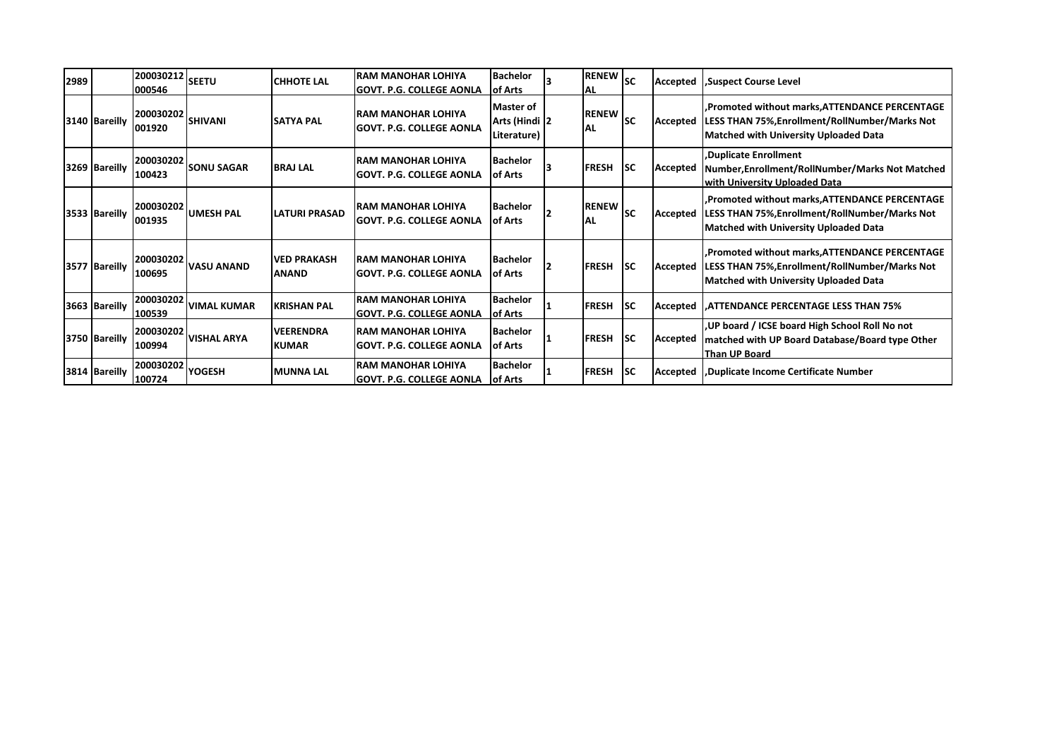| | | | | | | | | | | | |
|---|---|---|---|---|---|---|---|---|---|---|---|
| 2989 | | 200030212000546 | SEETU | CHHOTE LAL | RAM MANOHAR LOHIYA GOVT. P.G. COLLEGE AONLA | Bachelor of Arts | 3 | RENEWAL | SC | Accepted | ,Suspect Course Level |
| 3140 | Bareilly | 200030202001920 | SHIVANI | SATYA PAL | RAM MANOHAR LOHIYA GOVT. P.G. COLLEGE AONLA | Master of Arts (Hindi Literature) | 2 | RENEWAL | SC | Accepted | ,Promoted without marks,ATTENDANCE PERCENTAGE LESS THAN 75%,Enrollment/RollNumber/Marks Not Matched with University Uploaded Data |
| 3269 | Bareilly | 200030202100423 | SONU SAGAR | BRAJ LAL | RAM MANOHAR LOHIYA GOVT. P.G. COLLEGE AONLA | Bachelor of Arts | 3 | FRESH | SC | Accepted | ,Duplicate Enrollment Number,Enrollment/RollNumber/Marks Not Matched with University Uploaded Data |
| 3533 | Bareilly | 200030202001935 | UMESH PAL | LATURI PRASAD | RAM MANOHAR LOHIYA GOVT. P.G. COLLEGE AONLA | Bachelor of Arts | 2 | RENEWAL | SC | Accepted | ,Promoted without marks,ATTENDANCE PERCENTAGE LESS THAN 75%,Enrollment/RollNumber/Marks Not Matched with University Uploaded Data |
| 3577 | Bareilly | 200030202100695 | VASU ANAND | VED PRAKASH ANAND | RAM MANOHAR LOHIYA GOVT. P.G. COLLEGE AONLA | Bachelor of Arts | 2 | FRESH | SC | Accepted | ,Promoted without marks,ATTENDANCE PERCENTAGE LESS THAN 75%,Enrollment/RollNumber/Marks Not Matched with University Uploaded Data |
| 3663 | Bareilly | 200030202100539 | VIMAL KUMAR | KRISHAN PAL | RAM MANOHAR LOHIYA GOVT. P.G. COLLEGE AONLA | Bachelor of Arts | 1 | FRESH | SC | Accepted | ,ATTENDANCE PERCENTAGE LESS THAN 75% |
| 3750 | Bareilly | 200030202100994 | VISHAL ARYA | VEERENDRA KUMAR | RAM MANOHAR LOHIYA GOVT. P.G. COLLEGE AONLA | Bachelor of Arts | 1 | FRESH | SC | Accepted | ,UP board / ICSE board High School Roll No not matched with UP Board Database/Board type Other Than UP Board |
| 3814 | Bareilly | 200030202100724 | YOGESH | MUNNA LAL | RAM MANOHAR LOHIYA GOVT. P.G. COLLEGE AONLA | Bachelor of Arts | 1 | FRESH | SC | Accepted | ,Duplicate Income Certificate Number |